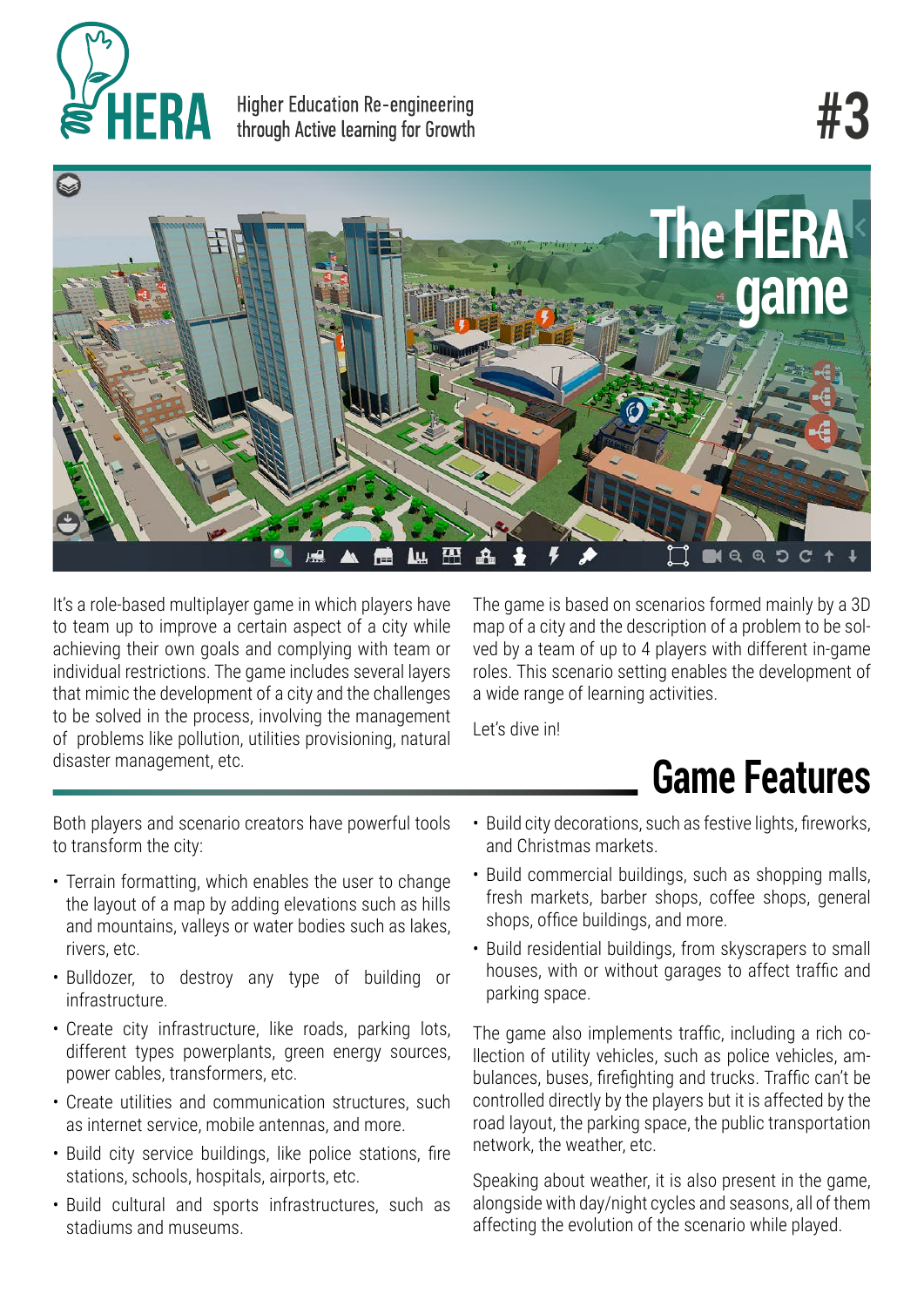HERA

Higher Education Re-engineering through Active learning for Growth

#3

# The HERA game

It's a role-based multiplayer game in which players have to team up to improve a certain aspect of a city while achieving their own goals and complying with team or individual restrictions. The game includes several layers that mimic the development of a city and the challenges to be solved in the process, involving the management of problems like pollution, utilities provisioning, natural disaster management, etc.

The game is based on scenarios formed mainly by a 3D map of a city and the description of a problem to be solved by a team of up to 4 players with different in-game roles. This scenario setting enables the development of a wide range of learning activities.

Let's dive in!

## Game Features

Both players and scenario creators have powerful tools to transform the city:

- Terrain formatting, which enables the user to change the layout of a map by adding elevations such as hills and mountains, valleys or water bodies such as lakes, rivers, etc.
- Bulldozer, to destroy any type of building or infrastructure.
- Create city infrastructure, like roads, parking lots, different types powerplants, green energy sources, power cables, transformers, etc.
- Create utilities and communication structures, such as internet service, mobile antennas, and more.
- Build city service buildings, like police stations, fire stations, schools, hospitals, airports, etc.
- Build cultural and sports infrastructures, such as stadiums and museums.
- Build city decorations, such as festive lights, fireworks, and Christmas markets.
- Build commercial buildings, such as shopping malls, fresh markets, barber shops, coffee shops, general shops, office buildings, and more.
- Build residential buildings, from skyscrapers to small houses, with or without garages to affect traffic and parking space.

The game also implements traffic, including a rich collection of utility vehicles, such as police vehicles, ambulances, buses, firefighting and trucks. Traffic can't be controlled directly by the players but it is affected by the road layout, the parking space, the public transportation network, the weather, etc.

Speaking about weather, it is also present in the game, alongside with day/night cycles and seasons, all of them affecting the evolution of the scenario while played.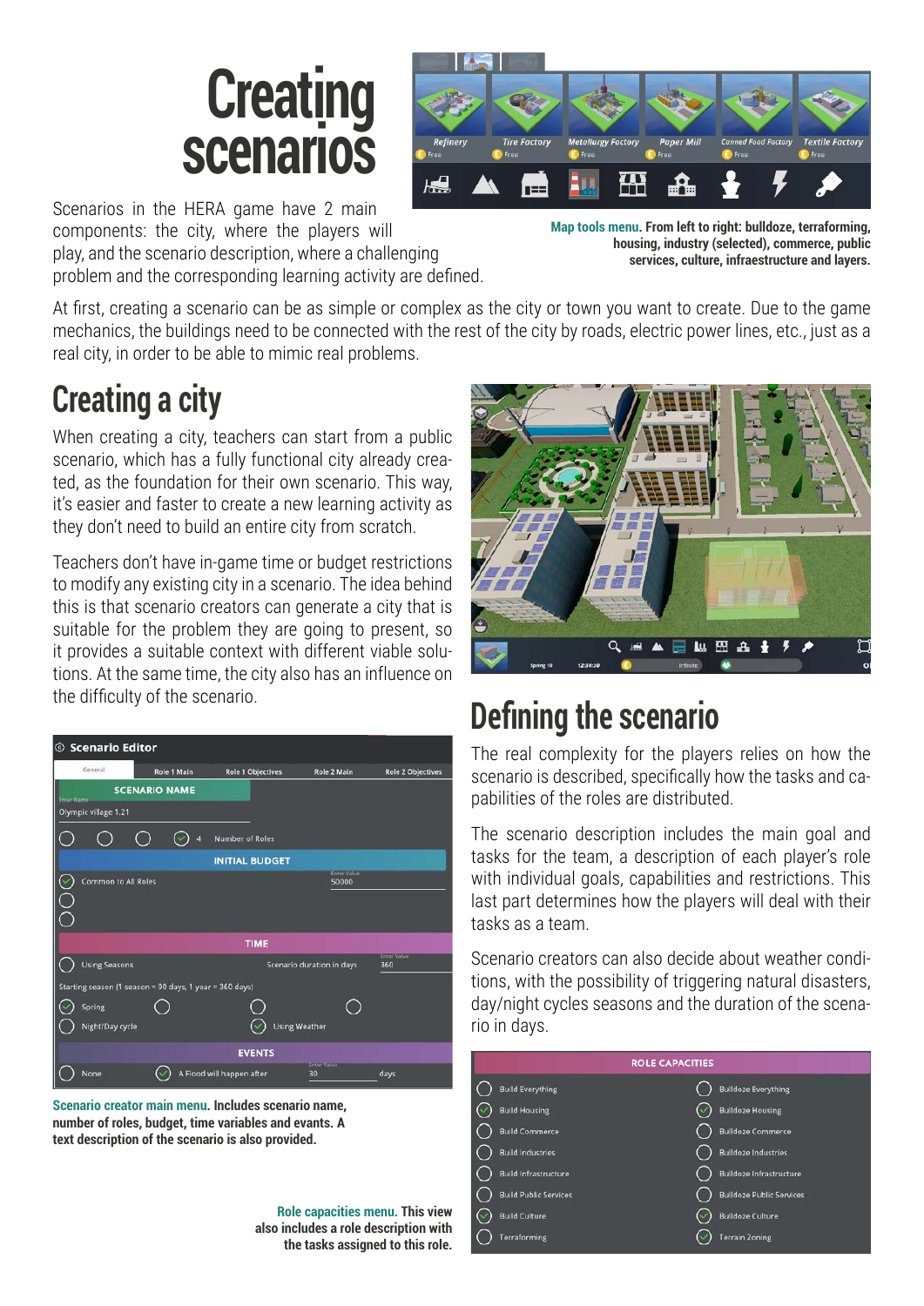# Creating scenarios

Scenarios in the HERA game have 2 main components: the city, where the players will play, and the scenario description, where a challenging problem and the corresponding learning activity are defined.

**Map tools menu. From left to right: bulldoze, terraforming, housing, industry (selected), commerce, public services, culture, infraestructure and layers.**

At first, creating a scenario can be as simple or complex as the city or town you want to create. Due to the game mechanics, the buildings need to be connected with the rest of the city by roads, electric power lines, etc., just as a real city, in order to be able to mimic real problems.

## Creating a city

When creating a city, teachers can start from a public scenario, which has a fully functional city already created, as the foundation for their own scenario. This way, it's easier and faster to create a new learning activity as they don't need to build an entire city from scratch.

Teachers don't have in-game time or budget restrictions to modify any existing city in a scenario. The idea behind this is that scenario creators can generate a city that is suitable for the problem they are going to present, so it provides a suitable context with different viable solutions. At the same time, the city also has an influence on the difficulty of the scenario.

**Scenario creator main menu. Includes scenario name, number of roles, budget, time variables and events. A text description of the scenario is also provided.**

## Defining the scenario

The real complexity for the players relies on how the scenario is described, specifically how the tasks and capabilities of the roles are distributed.

The scenario description includes the main goal and tasks for the team, a description of each player's role with individual goals, capabilities and restrictions. This last part determines how the players will deal with their tasks as a team.

Scenario creators can also decide about weather conditions, with the possibility of triggering natural disasters, day/night cycles seasons and the duration of the scenario in days.

**Role capacities menu. This view also includes a role description with the tasks assigned to this role.**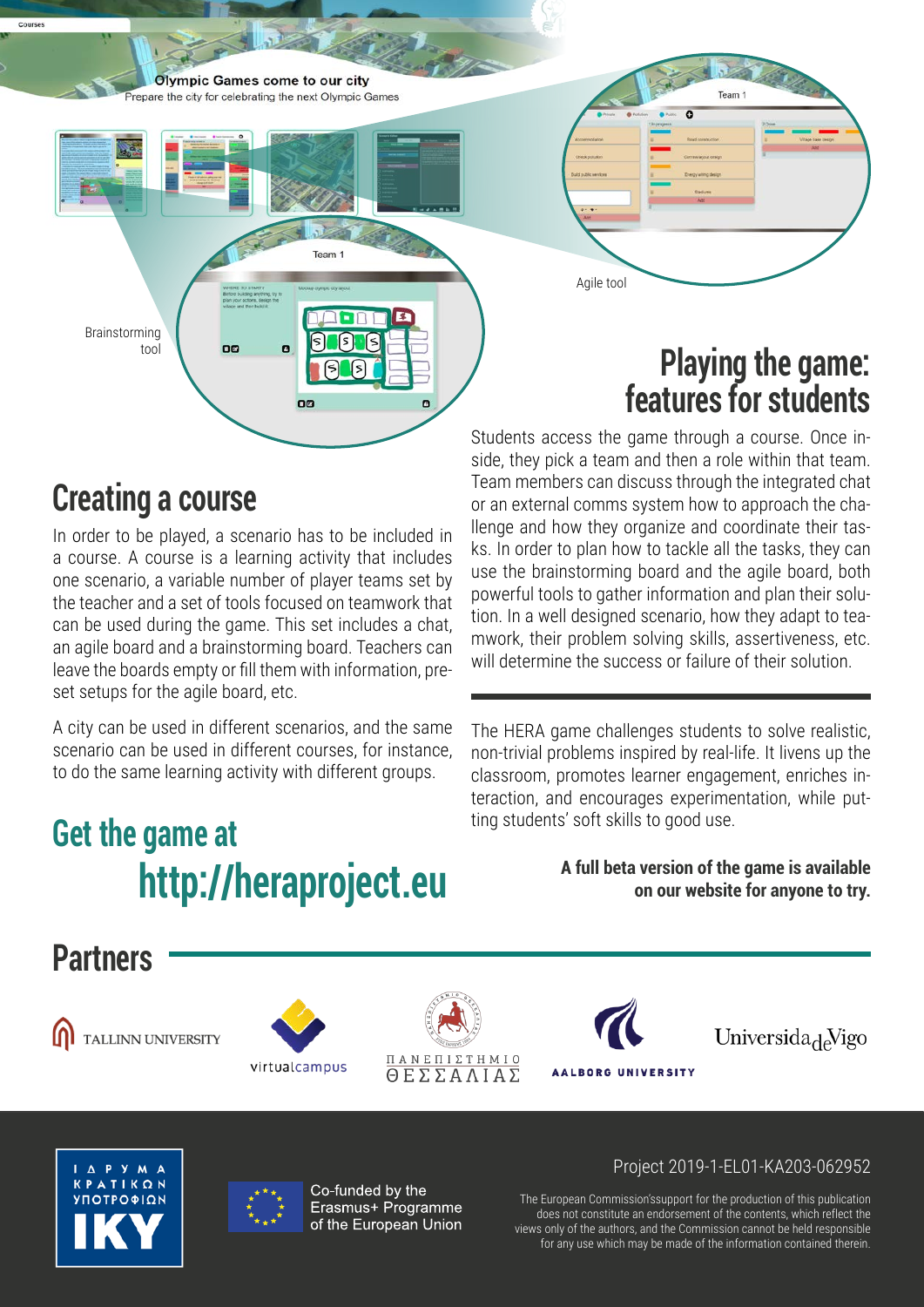Olympic Games come to our city

Prepare the city for celebrating the next Olympic Games

Brainstorming tool

Agile tool

## Playing the game: features for students

Students access the game through a course. Once inside, they pick a team and then a role within that team. Team members can discuss through the integrated chat or an external comms system how to approach the challenge and how they organize and coordinate their tasks. In order to plan how to tackle all the tasks, they can use the brainstorming board and the agile board, both powerful tools to gather information and plan their solution. In a well designed scenario, how they adapt to teamwork, their problem solving skills, assertiveness, etc. will determine the success or failure of their solution.

## Creating a course

In order to be played, a scenario has to be included in a course. A course is a learning activity that includes one scenario, a variable number of player teams set by the teacher and a set of tools focused on teamwork that can be used during the game. This set includes a chat, an agile board and a brainstorming board. Teachers can leave the boards empty or fill them with information, preset setups for the agile board, etc.

A city can be used in different scenarios, and the same scenario can be used in different courses, for instance, to do the same learning activity with different groups.

The HERA game challenges students to solve realistic, non-trivial problems inspired by real-life. It livens up the classroom, promotes learner engagement, enriches interaction, and encourages experimentation, while putting students' soft skills to good use.

## Get the game at http://heraproject.eu

**A full beta version of the game is available on our website for anyone to try.**

## Partners

TALLINN UNIVERSITY

virtualcampus

ΠΑΝΕΠΙΣΤΗΜΙΟ ΘΕΣΣΑΛΙΑΣ

AALBORG UNIVERSITY

UniversidadeVigo

ΙΔΡΥΜΑ ΚΡΑΤΙΚΩΝ ΥΠΟΤΡΟΦΙΩΝ IKY

Co-funded by the Erasmus+ Programme of the European Union

Project 2019-1-EL01-KA203-062952

The European Commission'ssupport for the production of this publication does not constitute an endorsement of the contents, which reflect the views only of the authors, and the Commission cannot be held responsible for any use which may be made of the information contained therein.